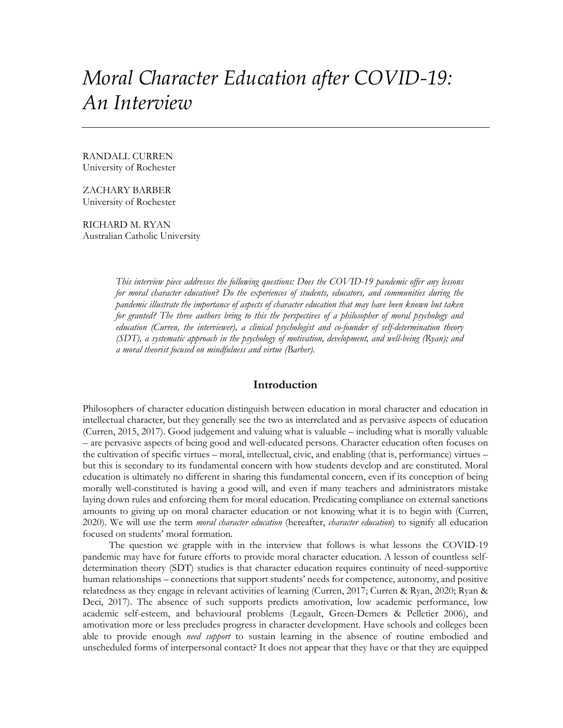# *Moral Character Education after COVID-19: An Interview*

RANDALL CURREN
University of Rochester

ZACHARY BARBER
University of Rochester

RICHARD M. RYAN
Australian Catholic University

*This interview piece addresses the following questions: Does the COVID-19 pandemic offer any lessons for moral character education? Do the experiences of students, educators, and communities during the pandemic illustrate the importance of aspects of character education that may have been known but taken for granted? The three authors bring to this the perspectives of a philosopher of moral psychology and education (Curren, the interviewer), a clinical psychologist and co-founder of self-determination theory (SDT), a systematic approach in the psychology of motivation, development, and well-being (Ryan); and a moral theorist focused on mindfulness and virtue (Barber).*

## Introduction

Philosophers of character education distinguish between education in moral character and education in intellectual character, but they generally see the two as interrelated and as pervasive aspects of education (Curren, 2015, 2017). Good judgement and valuing what is valuable – including what is morally valuable – are pervasive aspects of being good and well-educated persons. Character education often focuses on the cultivation of specific virtues – moral, intellectual, civic, and enabling (that is, performance) virtues – but this is secondary to its fundamental concern with how students develop and are constituted. Moral education is ultimately no different in sharing this fundamental concern, even if its conception of being morally well-constituted is having a good will, and even if many teachers and administrators mistake laying down rules and enforcing them for moral education. Predicating compliance on external sanctions amounts to giving up on moral character education or not knowing what it is to begin with (Curren, 2020). We will use the term *moral character education* (hereafter, *character education*) to signify all education focused on students' moral formation.

The question we grapple with in the interview that follows is what lessons the COVID-19 pandemic may have for future efforts to provide moral character education. A lesson of countless self-determination theory (SDT) studies is that character education requires continuity of need-supportive human relationships – connections that support students' needs for competence, autonomy, and positive relatedness as they engage in relevant activities of learning (Curren, 2017; Curren & Ryan, 2020; Ryan & Deci, 2017). The absence of such supports predicts amotivation, low academic performance, low academic self-esteem, and behavioural problems (Legault, Green-Demers & Pelletier 2006), and amotivation more or less precludes progress in character development. Have schools and colleges been able to provide enough *need support* to sustain learning in the absence of routine embodied and unscheduled forms of interpersonal contact? It does not appear that they have or that they are equipped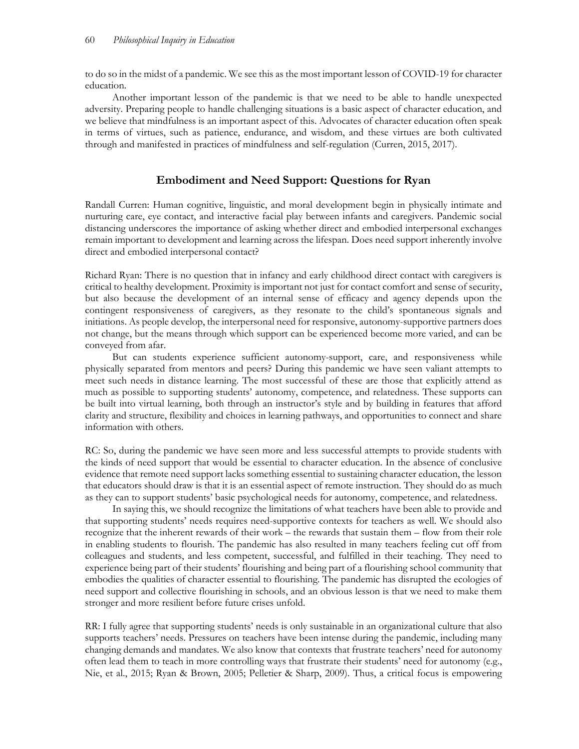to do so in the midst of a pandemic. We see this as the most important lesson of COVID-19 for character education.

Another important lesson of the pandemic is that we need to be able to handle unexpected adversity. Preparing people to handle challenging situations is a basic aspect of character education, and we believe that mindfulness is an important aspect of this. Advocates of character education often speak in terms of virtues, such as patience, endurance, and wisdom, and these virtues are both cultivated through and manifested in practices of mindfulness and self-regulation (Curren, 2015, 2017).

## Embodiment and Need Support: Questions for Ryan

Randall Curren: Human cognitive, linguistic, and moral development begin in physically intimate and nurturing care, eye contact, and interactive facial play between infants and caregivers. Pandemic social distancing underscores the importance of asking whether direct and embodied interpersonal exchanges remain important to development and learning across the lifespan. Does need support inherently involve direct and embodied interpersonal contact?

Richard Ryan: There is no question that in infancy and early childhood direct contact with caregivers is critical to healthy development. Proximity is important not just for contact comfort and sense of security, but also because the development of an internal sense of efficacy and agency depends upon the contingent responsiveness of caregivers, as they resonate to the child's spontaneous signals and initiations. As people develop, the interpersonal need for responsive, autonomy-supportive partners does not change, but the means through which support can be experienced become more varied, and can be conveyed from afar.

But can students experience sufficient autonomy-support, care, and responsiveness while physically separated from mentors and peers? During this pandemic we have seen valiant attempts to meet such needs in distance learning. The most successful of these are those that explicitly attend as much as possible to supporting students' autonomy, competence, and relatedness. These supports can be built into virtual learning, both through an instructor's style and by building in features that afford clarity and structure, flexibility and choices in learning pathways, and opportunities to connect and share information with others.

RC: So, during the pandemic we have seen more and less successful attempts to provide students with the kinds of need support that would be essential to character education. In the absence of conclusive evidence that remote need support lacks something essential to sustaining character education, the lesson that educators should draw is that it is an essential aspect of remote instruction. They should do as much as they can to support students' basic psychological needs for autonomy, competence, and relatedness.

In saying this, we should recognize the limitations of what teachers have been able to provide and that supporting students' needs requires need-supportive contexts for teachers as well. We should also recognize that the inherent rewards of their work – the rewards that sustain them – flow from their role in enabling students to flourish. The pandemic has also resulted in many teachers feeling cut off from colleagues and students, and less competent, successful, and fulfilled in their teaching. They need to experience being part of their students' flourishing and being part of a flourishing school community that embodies the qualities of character essential to flourishing. The pandemic has disrupted the ecologies of need support and collective flourishing in schools, and an obvious lesson is that we need to make them stronger and more resilient before future crises unfold.

RR: I fully agree that supporting students' needs is only sustainable in an organizational culture that also supports teachers' needs. Pressures on teachers have been intense during the pandemic, including many changing demands and mandates. We also know that contexts that frustrate teachers' need for autonomy often lead them to teach in more controlling ways that frustrate their students' need for autonomy (e.g., Nie, et al., 2015; Ryan & Brown, 2005; Pelletier & Sharp, 2009). Thus, a critical focus is empowering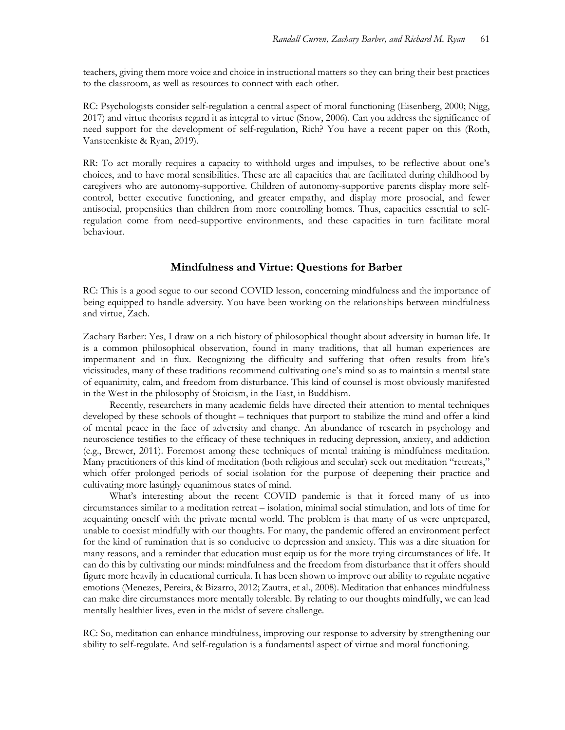teachers, giving them more voice and choice in instructional matters so they can bring their best practices to the classroom, as well as resources to connect with each other.

RC: Psychologists consider self-regulation a central aspect of moral functioning (Eisenberg, 2000; Nigg, 2017) and virtue theorists regard it as integral to virtue (Snow, 2006). Can you address the significance of need support for the development of self-regulation, Rich? You have a recent paper on this (Roth, Vansteenkiste & Ryan, 2019).

RR: To act morally requires a capacity to withhold urges and impulses, to be reflective about one's choices, and to have moral sensibilities. These are all capacities that are facilitated during childhood by caregivers who are autonomy-supportive. Children of autonomy-supportive parents display more self-control, better executive functioning, and greater empathy, and display more prosocial, and fewer antisocial, propensities than children from more controlling homes. Thus, capacities essential to self-regulation come from need-supportive environments, and these capacities in turn facilitate moral behaviour.

## Mindfulness and Virtue: Questions for Barber

RC: This is a good segue to our second COVID lesson, concerning mindfulness and the importance of being equipped to handle adversity. You have been working on the relationships between mindfulness and virtue, Zach.

Zachary Barber: Yes, I draw on a rich history of philosophical thought about adversity in human life. It is a common philosophical observation, found in many traditions, that all human experiences are impermanent and in flux. Recognizing the difficulty and suffering that often results from life's vicissitudes, many of these traditions recommend cultivating one's mind so as to maintain a mental state of equanimity, calm, and freedom from disturbance. This kind of counsel is most obviously manifested in the West in the philosophy of Stoicism, in the East, in Buddhism.

Recently, researchers in many academic fields have directed their attention to mental techniques developed by these schools of thought – techniques that purport to stabilize the mind and offer a kind of mental peace in the face of adversity and change. An abundance of research in psychology and neuroscience testifies to the efficacy of these techniques in reducing depression, anxiety, and addiction (e.g., Brewer, 2011). Foremost among these techniques of mental training is mindfulness meditation. Many practitioners of this kind of meditation (both religious and secular) seek out meditation "retreats," which offer prolonged periods of social isolation for the purpose of deepening their practice and cultivating more lastingly equanimous states of mind.

What's interesting about the recent COVID pandemic is that it forced many of us into circumstances similar to a meditation retreat – isolation, minimal social stimulation, and lots of time for acquainting oneself with the private mental world. The problem is that many of us were unprepared, unable to coexist mindfully with our thoughts. For many, the pandemic offered an environment perfect for the kind of rumination that is so conducive to depression and anxiety. This was a dire situation for many reasons, and a reminder that education must equip us for the more trying circumstances of life. It can do this by cultivating our minds: mindfulness and the freedom from disturbance that it offers should figure more heavily in educational curricula. It has been shown to improve our ability to regulate negative emotions (Menezes, Pereira, & Bizarro, 2012; Zautra, et al., 2008). Meditation that enhances mindfulness can make dire circumstances more mentally tolerable. By relating to our thoughts mindfully, we can lead mentally healthier lives, even in the midst of severe challenge.

RC: So, meditation can enhance mindfulness, improving our response to adversity by strengthening our ability to self-regulate. And self-regulation is a fundamental aspect of virtue and moral functioning.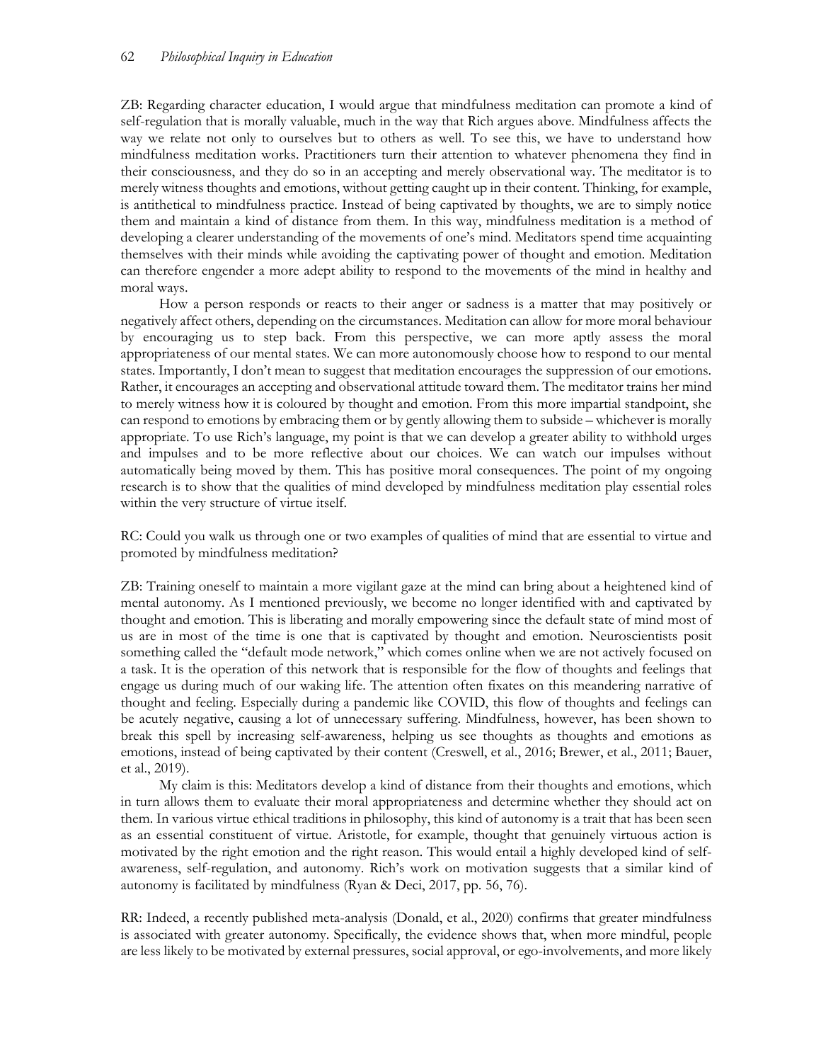ZB: Regarding character education, I would argue that mindfulness meditation can promote a kind of self-regulation that is morally valuable, much in the way that Rich argues above. Mindfulness affects the way we relate not only to ourselves but to others as well. To see this, we have to understand how mindfulness meditation works. Practitioners turn their attention to whatever phenomena they find in their consciousness, and they do so in an accepting and merely observational way. The meditator is to merely witness thoughts and emotions, without getting caught up in their content. Thinking, for example, is antithetical to mindfulness practice. Instead of being captivated by thoughts, we are to simply notice them and maintain a kind of distance from them. In this way, mindfulness meditation is a method of developing a clearer understanding of the movements of one's mind. Meditators spend time acquainting themselves with their minds while avoiding the captivating power of thought and emotion. Meditation can therefore engender a more adept ability to respond to the movements of the mind in healthy and moral ways.

How a person responds or reacts to their anger or sadness is a matter that may positively or negatively affect others, depending on the circumstances. Meditation can allow for more moral behaviour by encouraging us to step back. From this perspective, we can more aptly assess the moral appropriateness of our mental states. We can more autonomously choose how to respond to our mental states. Importantly, I don't mean to suggest that meditation encourages the suppression of our emotions. Rather, it encourages an accepting and observational attitude toward them. The meditator trains her mind to merely witness how it is coloured by thought and emotion. From this more impartial standpoint, she can respond to emotions by embracing them or by gently allowing them to subside – whichever is morally appropriate. To use Rich's language, my point is that we can develop a greater ability to withhold urges and impulses and to be more reflective about our choices. We can watch our impulses without automatically being moved by them. This has positive moral consequences. The point of my ongoing research is to show that the qualities of mind developed by mindfulness meditation play essential roles within the very structure of virtue itself.

RC: Could you walk us through one or two examples of qualities of mind that are essential to virtue and promoted by mindfulness meditation?

ZB: Training oneself to maintain a more vigilant gaze at the mind can bring about a heightened kind of mental autonomy. As I mentioned previously, we become no longer identified with and captivated by thought and emotion. This is liberating and morally empowering since the default state of mind most of us are in most of the time is one that is captivated by thought and emotion. Neuroscientists posit something called the "default mode network," which comes online when we are not actively focused on a task. It is the operation of this network that is responsible for the flow of thoughts and feelings that engage us during much of our waking life. The attention often fixates on this meandering narrative of thought and feeling. Especially during a pandemic like COVID, this flow of thoughts and feelings can be acutely negative, causing a lot of unnecessary suffering. Mindfulness, however, has been shown to break this spell by increasing self-awareness, helping us see thoughts as thoughts and emotions as emotions, instead of being captivated by their content (Creswell, et al., 2016; Brewer, et al., 2011; Bauer, et al., 2019).

My claim is this: Meditators develop a kind of distance from their thoughts and emotions, which in turn allows them to evaluate their moral appropriateness and determine whether they should act on them. In various virtue ethical traditions in philosophy, this kind of autonomy is a trait that has been seen as an essential constituent of virtue. Aristotle, for example, thought that genuinely virtuous action is motivated by the right emotion and the right reason. This would entail a highly developed kind of self-awareness, self-regulation, and autonomy. Rich's work on motivation suggests that a similar kind of autonomy is facilitated by mindfulness (Ryan & Deci, 2017, pp. 56, 76).

RR: Indeed, a recently published meta-analysis (Donald, et al., 2020) confirms that greater mindfulness is associated with greater autonomy. Specifically, the evidence shows that, when more mindful, people are less likely to be motivated by external pressures, social approval, or ego-involvements, and more likely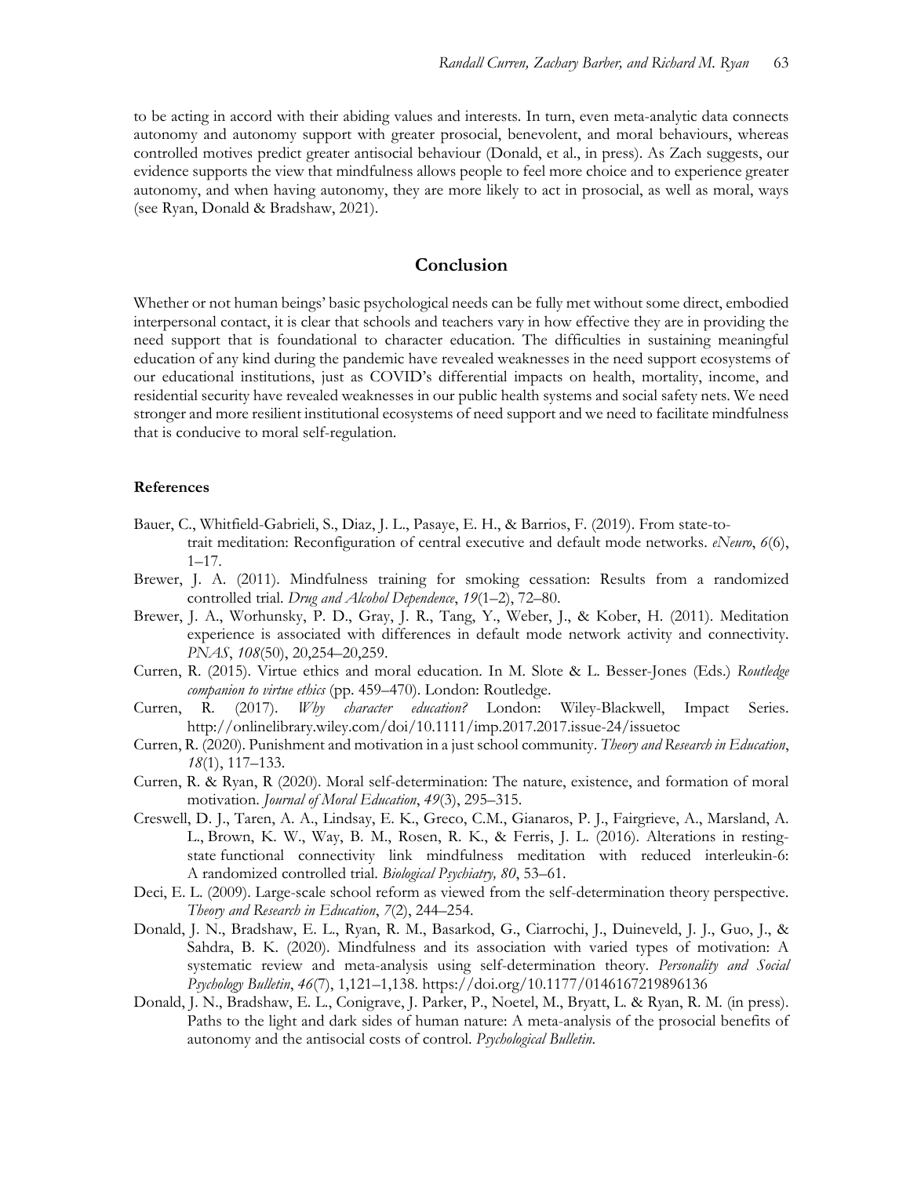to be acting in accord with their abiding values and interests. In turn, even meta-analytic data connects autonomy and autonomy support with greater prosocial, benevolent, and moral behaviours, whereas controlled motives predict greater antisocial behaviour (Donald, et al., in press). As Zach suggests, our evidence supports the view that mindfulness allows people to feel more choice and to experience greater autonomy, and when having autonomy, they are more likely to act in prosocial, as well as moral, ways (see Ryan, Donald & Bradshaw, 2021).

## Conclusion

Whether or not human beings' basic psychological needs can be fully met without some direct, embodied interpersonal contact, it is clear that schools and teachers vary in how effective they are in providing the need support that is foundational to character education. The difficulties in sustaining meaningful education of any kind during the pandemic have revealed weaknesses in the need support ecosystems of our educational institutions, just as COVID's differential impacts on health, mortality, income, and residential security have revealed weaknesses in our public health systems and social safety nets. We need stronger and more resilient institutional ecosystems of need support and we need to facilitate mindfulness that is conducive to moral self-regulation.

### References

Bauer, C., Whitfield-Gabrieli, S., Diaz, J. L., Pasaye, E. H., & Barrios, F. (2019). From state-to-trait meditation: Reconfiguration of central executive and default mode networks. *eNeuro*, *6*(6), 1–17.

Brewer, J. A. (2011). Mindfulness training for smoking cessation: Results from a randomized controlled trial. *Drug and Alcohol Dependence*, *19*(1–2), 72–80.

Brewer, J. A., Worhunsky, P. D., Gray, J. R., Tang, Y., Weber, J., & Kober, H. (2011). Meditation experience is associated with differences in default mode network activity and connectivity. *PNAS*, *108*(50), 20,254–20,259.

Curren, R. (2015). Virtue ethics and moral education. In M. Slote & L. Besser-Jones (Eds.) *Routledge companion to virtue ethics* (pp. 459–470). London: Routledge.

Curren, R. (2017). *Why character education?* London: Wiley-Blackwell, Impact Series. http://onlinelibrary.wiley.com/doi/10.1111/imp.2017.2017.issue-24/issuetoc

Curren, R. (2020). Punishment and motivation in a just school community. *Theory and Research in Education*, *18*(1), 117–133.

Curren, R. & Ryan, R (2020). Moral self-determination: The nature, existence, and formation of moral motivation. *Journal of Moral Education*, *49*(3), 295–315.

Creswell, D. J., Taren, A. A., Lindsay, E. K., Greco, C.M., Gianaros, P. J., Fairgrieve, A., Marsland, A. L., Brown, K. W., Way, B. M., Rosen, R. K., & Ferris, J. L. (2016). Alterations in resting-state functional connectivity link mindfulness meditation with reduced interleukin-6: A randomized controlled trial. *Biological Psychiatry, 80*, 53–61.

Deci, E. L. (2009). Large-scale school reform as viewed from the self-determination theory perspective. *Theory and Research in Education*, *7*(2), 244–254.

Donald, J. N., Bradshaw, E. L., Ryan, R. M., Basarkod, G., Ciarrochi, J., Duineveld, J. J., Guo, J., & Sahdra, B. K. (2020). Mindfulness and its association with varied types of motivation: A systematic review and meta-analysis using self-determination theory. *Personality and Social Psychology Bulletin*, *46*(7), 1,121–1,138. https://doi.org/10.1177/0146167219896136

Donald, J. N., Bradshaw, E. L., Conigrave, J. Parker, P., Noetel, M., Bryatt, L. & Ryan, R. M. (in press). Paths to the light and dark sides of human nature: A meta-analysis of the prosocial benefits of autonomy and the antisocial costs of control. *Psychological Bulletin*.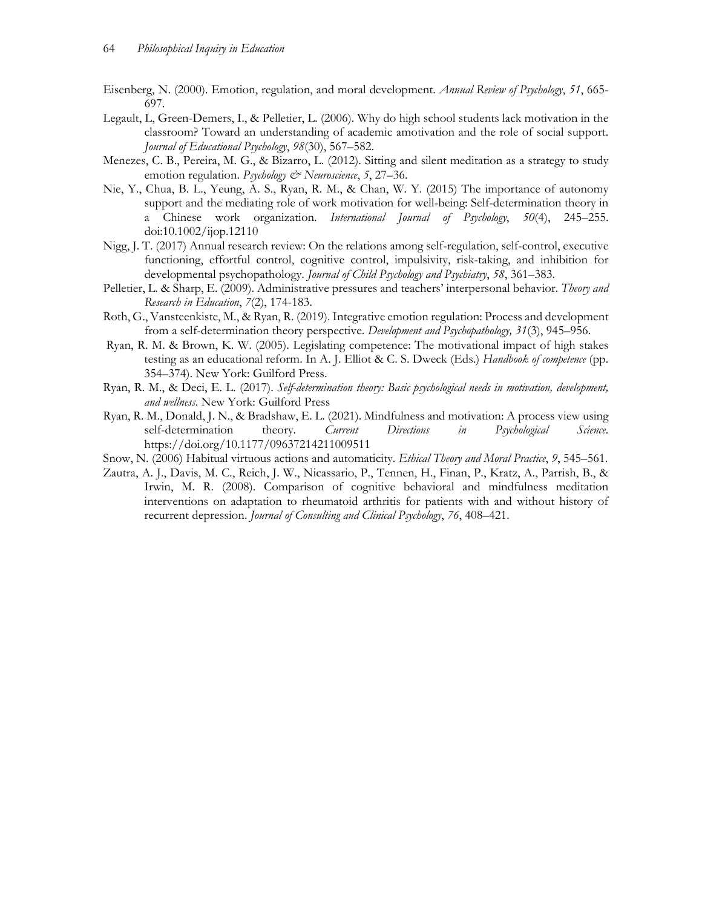Eisenberg, N. (2000). Emotion, regulation, and moral development. *Annual Review of Psychology*, *51*, 665-697.

Legault, L, Green-Demers, I., & Pelletier, L. (2006). Why do high school students lack motivation in the classroom? Toward an understanding of academic amotivation and the role of social support. *Journal of Educational Psychology*, *98*(30), 567–582.

Menezes, C. B., Pereira, M. G., & Bizarro, L. (2012). Sitting and silent meditation as a strategy to study emotion regulation. *Psychology & Neuroscience*, *5*, 27–36.

Nie, Y., Chua, B. L., Yeung, A. S., Ryan, R. M., & Chan, W. Y. (2015) The importance of autonomy support and the mediating role of work motivation for well-being: Self-determination theory in a Chinese work organization. *International Journal of Psychology*, *50*(4), 245–255. doi:10.1002/ijop.12110

Nigg, J. T. (2017) Annual research review: On the relations among self-regulation, self-control, executive functioning, effortful control, cognitive control, impulsivity, risk-taking, and inhibition for developmental psychopathology. *Journal of Child Psychology and Psychiatry*, *58*, 361–383.

Pelletier, L. & Sharp, E. (2009). Administrative pressures and teachers' interpersonal behavior. *Theory and Research in Education*, *7*(2), 174-183.

Roth, G., Vansteenkiste, M., & Ryan, R. (2019). Integrative emotion regulation: Process and development from a self-determination theory perspective. *Development and Psychopathology, 31*(3), 945–956.

Ryan, R. M. & Brown, K. W. (2005). Legislating competence: The motivational impact of high stakes testing as an educational reform. In A. J. Elliot & C. S. Dweck (Eds.) *Handbook of competence* (pp. 354–374). New York: Guilford Press.

Ryan, R. M., & Deci, E. L. (2017). *Self-determination theory: Basic psychological needs in motivation, development, and wellness.* New York: Guilford Press

Ryan, R. M., Donald, J. N., & Bradshaw, E. L. (2021). Mindfulness and motivation: A process view using self-determination theory. *Current Directions in Psychological Science*. https://doi.org/10.1177/09637214211009511

Snow, N. (2006) Habitual virtuous actions and automaticity. *Ethical Theory and Moral Practice*, *9*, 545–561.

Zautra, A. J., Davis, M. C., Reich, J. W., Nicassario, P., Tennen, H., Finan, P., Kratz, A., Parrish, B., & Irwin, M. R. (2008). Comparison of cognitive behavioral and mindfulness meditation interventions on adaptation to rheumatoid arthritis for patients with and without history of recurrent depression. *Journal of Consulting and Clinical Psychology*, *76*, 408–421.